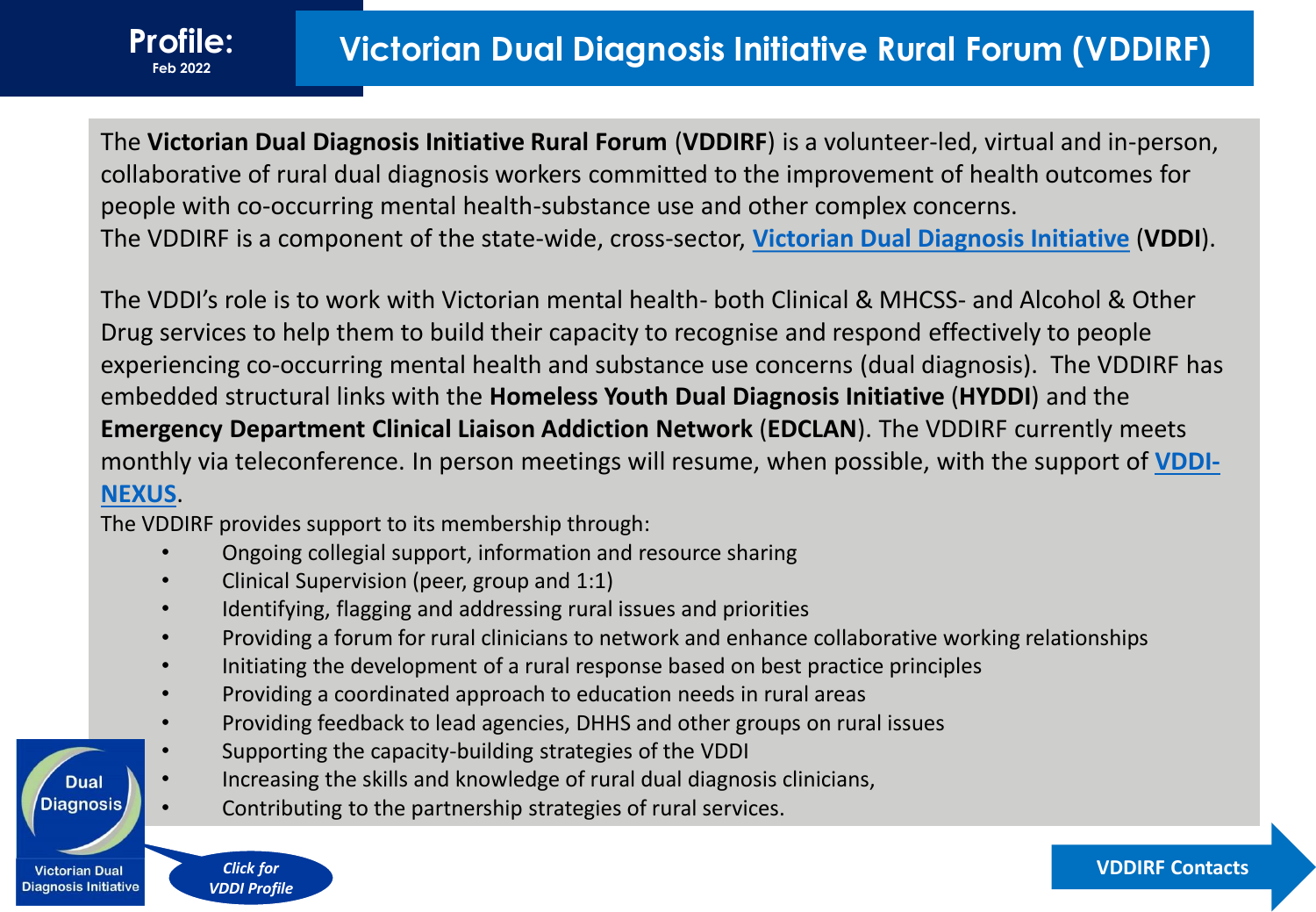**Profile:** Feb 2022

# Victorian Dual Diagnosis Initiative Rural Forum (VDDIRF)

The **Victorian Dual Diagnosis Initiative Rural Forum** (**VDDIRF**) is a volunteer-led, virtual and in-person, collaborative of rural dual diagnosis workers committed to the improvement of health outcomes for people with co-occurring mental health-substance use and other complex concerns.
The VDDIRF is a component of the state-wide, cross-sector, [Victorian Dual Diagnosis Initiative](#) (**VDDI**).

The VDDI's role is to work with Victorian mental health- both Clinical & MHCSS- and Alcohol & Other Drug services to help them to build their capacity to recognise and respond effectively to people experiencing co-occurring mental health and substance use concerns (dual diagnosis). The VDDIRF has embedded structural links with the **Homeless Youth Dual Diagnosis Initiative** (**HYDDI**) and the **Emergency Department Clinical Liaison Addiction Network** (**EDCLAN**). The VDDIRF currently meets monthly via teleconference. In person meetings will resume, when possible, with the support of [VDDI-NEXUS](#).

The VDDIRF provides support to its membership through:

- Ongoing collegial support, information and resource sharing
- Clinical Supervision (peer, group and 1:1)
- Identifying, flagging and addressing rural issues and priorities
- Providing a forum for rural clinicians to network and enhance collaborative working relationships
- Initiating the development of a rural response based on best practice principles
- Providing a coordinated approach to education needs in rural areas
- Providing feedback to lead agencies, DHHS and other groups on rural issues
- Supporting the capacity-building strategies of the VDDI
- Increasing the skills and knowledge of rural dual diagnosis clinicians,
- Contributing to the partnership strategies of rural services.

Dual Diagnosis

Victorian Dual Diagnosis Initiative

*Click for VDDI Profile*

**VDDIRF Contacts**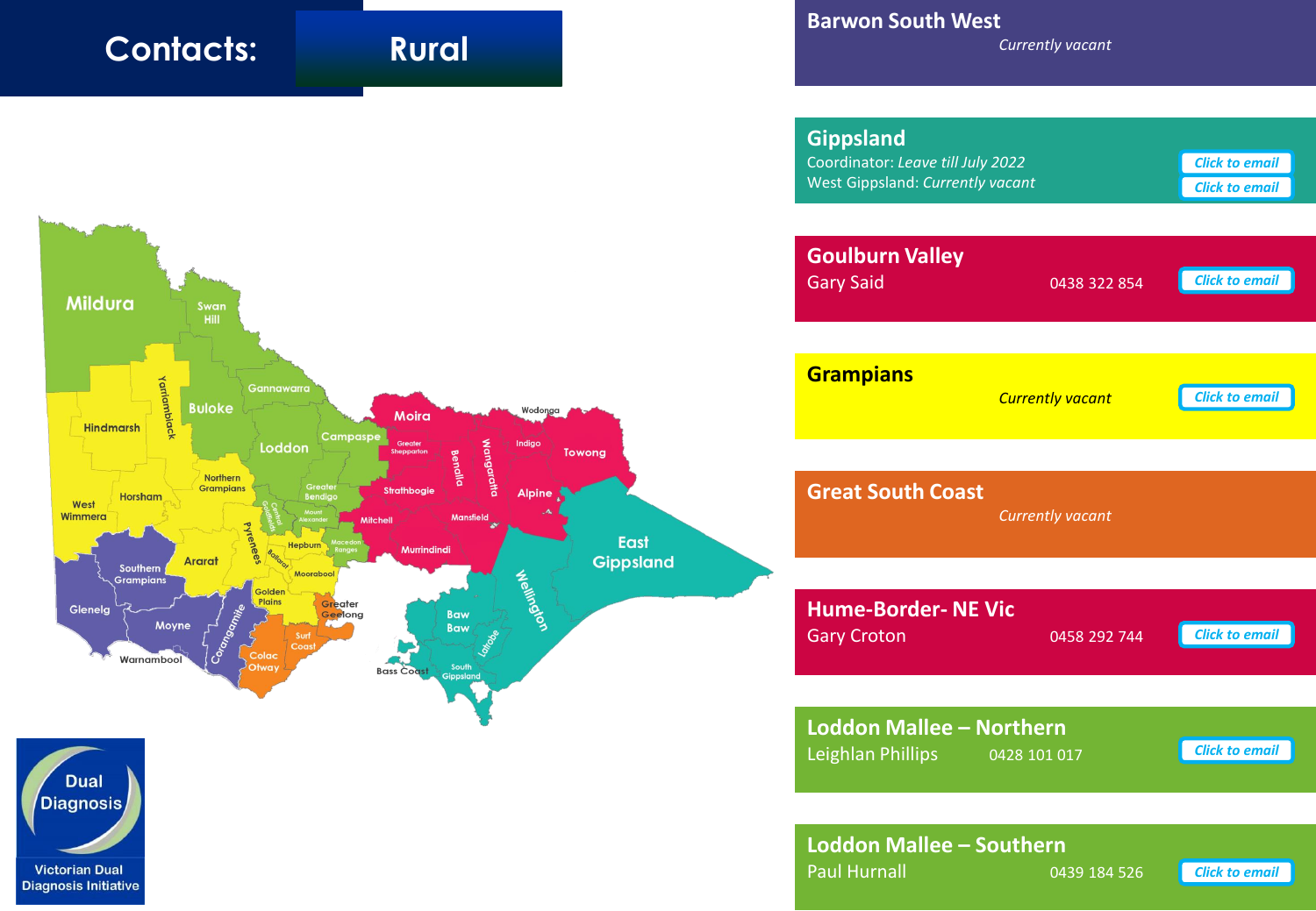# Contacts: Rural

## Barwon South West

*Currently vacant*

## Gippsland

Coordinator: *Leave till July 2022* — *Click to email*

West Gippsland: *Currently vacant* — *Click to email*

## Goulburn Valley

Gary Said — 0438 322 854 — *Click to email*

## Grampians

*Currently vacant* — *Click to email*

## Great South Coast

*Currently vacant*

## Hume-Border- NE Vic

Gary Croton — 0458 292 744 — *Click to email*

## Loddon Mallee – Northern

Leighlan Phillips — 0428 101 017 — *Click to email*

## Loddon Mallee – Southern

Paul Hurnall — 0439 184 526 — *Click to email*

Mildura
Swan Hill
Yarriambiack
Buloke
Gannawarra
Hindmarsh
Loddon
Campaspe
Moira
Wodonga
Greater Shepparton
Benalla
Wangaratta
Indigo
Towong
Northern Grampians
Greater Bendigo
Strathbogie
Alpine
West Wimmera
Horsham
Central Goldfields
Mount Alexander
Mitchell
Mansfield
Pyrenees
Hepburn
Macedon Ranges
Murrindindi
East Gippsland
Southern Grampians
Ararat
Ballarat
Moorabool
Golden Plains
Greater Geelong
Glenelg
Moyne
Corangamite
Surf Coast
Colac Otway
Warnambool
Baw Baw
Wellington
Latrobe
Bass Coast
South Gippsland

Dual Diagnosis
Victorian Dual Diagnosis Initiative